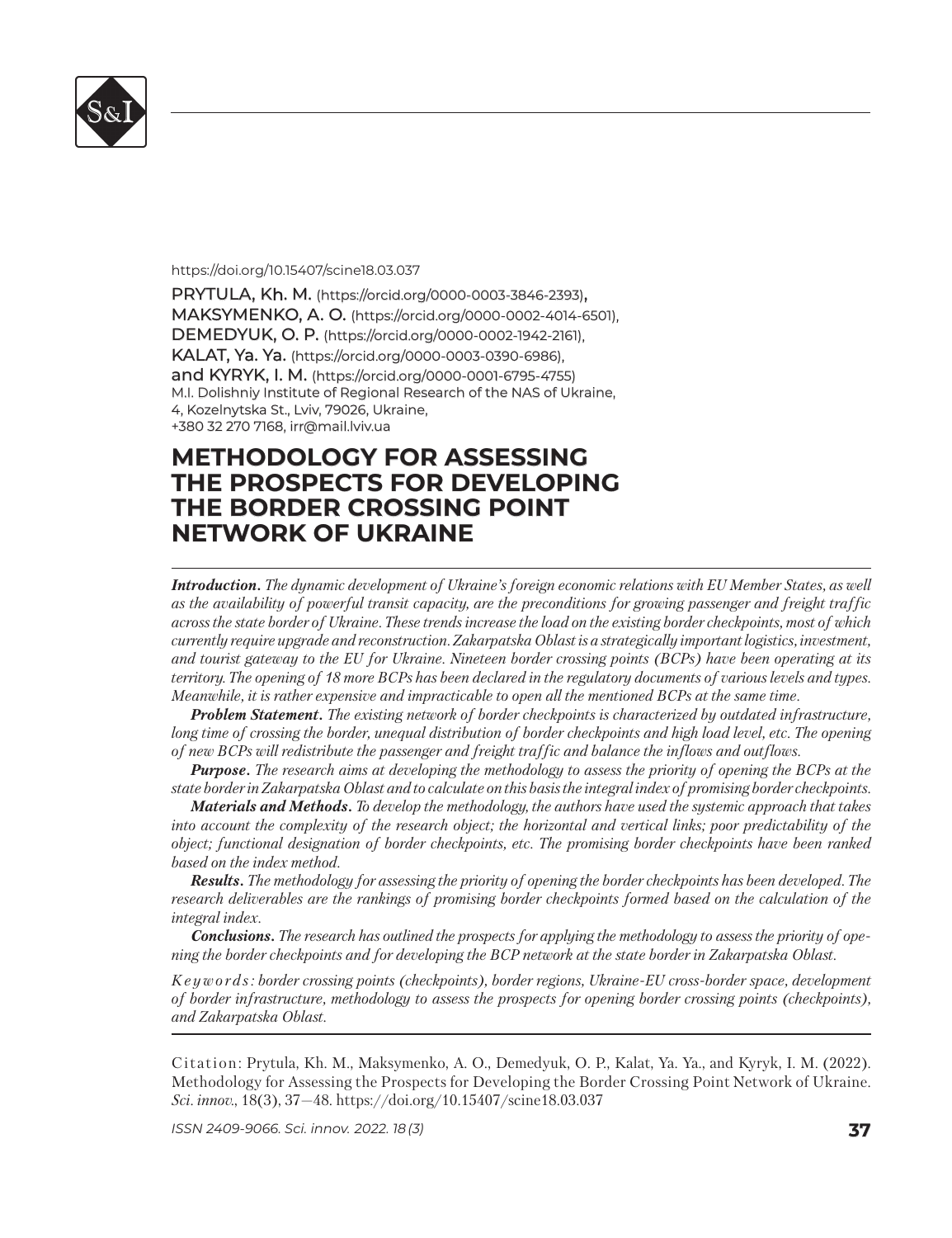https://doi.org/10.15407/scine18.03.037

**PRYTULA, Kh. M.** (https://orcid.org/0000-0003-3846-2393),
**MAKSYMENKO, A. O.** (https://orcid.org/0000-0002-4014-6501),
**DEMEDYUK, O. P.** (https://orcid.org/0000-0002-1942-2161),
**KALAT, Ya. Ya.** (https://orcid.org/0000-0003-0390-6986),
**and KYRYK, I. M.** (https://orcid.org/0000-0001-6795-4755)
M.I. Dolishniy Institute of Regional Research of the NAS of Ukraine,
4, Kozelnytska St., Lviv, 79026, Ukraine,
+380 32 270 7168, irr@mail.lviv.ua

# METHODOLOGY FOR ASSESSING THE PROSPECTS FOR DEVELOPING THE BORDER CROSSING POINT NETWORK OF UKRAINE

***Introduction.*** *The dynamic development of Ukraine's foreign economic relations with EU Member States, as well as the availability of powerful transit capacity, are the preconditions for growing passenger and freight traffic across the state border of Ukraine. These trends increase the load on the existing border checkpoints, most of which currently require upgrade and reconstruction. Zakarpatska Oblast is a strategically important logistics, investment, and tourist gateway to the EU for Ukraine. Nineteen border crossing points (BCPs) have been operating at its territory. The opening of 18 more BCPs has been declared in the regulatory documents of various levels and types. Meanwhile, it is rather expensive and impracticable to open all the mentioned BCPs at the same time.*

***Problem Statement.*** *The existing network of border checkpoints is characterized by outdated infrastructure, long time of crossing the border, unequal distribution of border checkpoints and high load level, etc. The opening of new BCPs will redistribute the passenger and freight traffic and balance the inflows and outflows.*

***Purpose.*** *The research aims at developing the methodology to assess the priority of opening the BCPs at the state border in Zakarpatska Oblast and to calculate on this basis the integral index of promising border checkpoints.*

***Materials and Methods.*** *To develop the methodology, the authors have used the systemic approach that takes into account the complexity of the research object; the horizontal and vertical links; poor predictability of the object; functional designation of border checkpoints, etc. The promising border checkpoints have been ranked based on the index method.*

***Results.*** *The methodology for assessing the priority of opening the border checkpoints has been developed. The research deliverables are the rankings of promising border checkpoints formed based on the calculation of the integral index.*

***Conclusions.*** *The research has outlined the prospects for applying the methodology to assess the priority of opening the border checkpoints and for developing the BCP network at the state border in Zakarpatska Oblast.*

*Keywords: border crossing points (checkpoints), border regions, Ukraine-EU cross-border space, development of border infrastructure, methodology to assess the prospects for opening border crossing points (checkpoints), and Zakarpatska Oblast.*

Citation: Prytula, Kh. M., Maksymenko, A. O., Demedyuk, O. P., Kalat, Ya. Ya., and Kyryk, I. M. (2022). Methodology for Assessing the Prospects for Developing the Border Crossing Point Network of Ukraine. *Sci. innov.*, 18(3), 37—48. https://doi.org/10.15407/scine18.03.037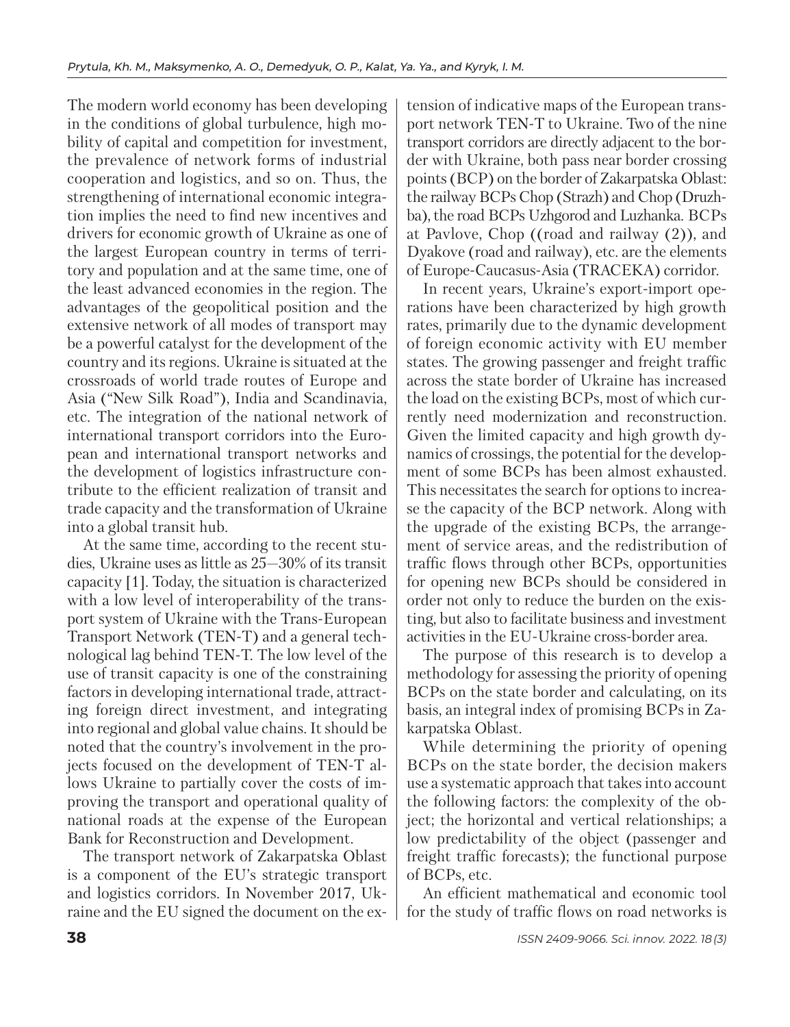The modern world economy has been developing in the conditions of global turbulence, high mobility of capital and competition for investment, the prevalence of network forms of industrial cooperation and logistics, and so on. Thus, the strengthening of international economic integration implies the need to find new incentives and drivers for economic growth of Ukraine as one of the largest European country in terms of territory and population and at the same time, one of the least advanced economies in the region. The advantages of the geopolitical position and the extensive network of all modes of transport may be a powerful catalyst for the development of the country and its regions. Ukraine is situated at the crossroads of world trade routes of Europe and Asia ("New Silk Road"), India and Scandinavia, etc. The integration of the national network of international transport corridors into the European and international transport networks and the development of logistics infrastructure contribute to the efficient realization of transit and trade capacity and the transformation of Ukraine into a global transit hub.

At the same time, according to the recent studies, Ukraine uses as little as 25—30% of its transit capacity [1]. Today, the situation is characterized with a low level of interoperability of the transport system of Ukraine with the Trans-European Transport Network (TEN-T) and a general technological lag behind TEN-T. The low level of the use of transit capacity is one of the constraining factors in developing international trade, attracting foreign direct investment, and integrating into regional and global value chains. It should be noted that the country's involvement in the projects focused on the development of TEN-T allows Ukraine to partially cover the costs of improving the transport and operational quality of national roads at the expense of the European Bank for Reconstruction and Development.

The transport network of Zakarpatska Oblast is a component of the EU's strategic transport and logistics corridors. In November 2017, Ukraine and the EU signed the document on the extension of indicative maps of the European transport network TEN-T to Ukraine. Two of the nine transport corridors are directly adjacent to the border with Ukraine, both pass near border crossing points (BCP) on the border of Zakarpatska Oblast: the railway BCPs Chop (Strazh) and Chop (Druzhba), the road BCPs Uzhgorod and Luzhanka. BCPs at Pavlove, Chop ((road and railway (2)), and Dyakove (road and railway), etc. are the elements of Europe-Caucasus-Asia (TRACEKA) corridor.

In recent years, Ukraine's export-import operations have been characterized by high growth rates, primarily due to the dynamic development of foreign economic activity with EU member states. The growing passenger and freight traffic across the state border of Ukraine has increased the load on the existing BCPs, most of which currently need modernization and reconstruction. Given the limited capacity and high growth dynamics of crossings, the potential for the development of some BCPs has been almost exhausted. This necessitates the search for options to increase the capacity of the BCP network. Along with the upgrade of the existing BCPs, the arrangement of service areas, and the redistribution of traffic flows through other BCPs, opportunities for opening new BCPs should be considered in order not only to reduce the burden on the existing, but also to facilitate business and investment activities in the EU-Ukraine cross-border area.

The purpose of this research is to develop a methodology for assessing the priority of opening BCPs on the state border and calculating, on its basis, an integral index of promising BCPs in Zakarpatska Oblast.

While determining the priority of opening BCPs on the state border, the decision makers use a systematic approach that takes into account the following factors: the complexity of the object; the horizontal and vertical relationships; a low predictability of the object (passenger and freight traffic forecasts); the functional purpose of BCPs, etc.

An efficient mathematical and economic tool for the study of traffic flows on road networks is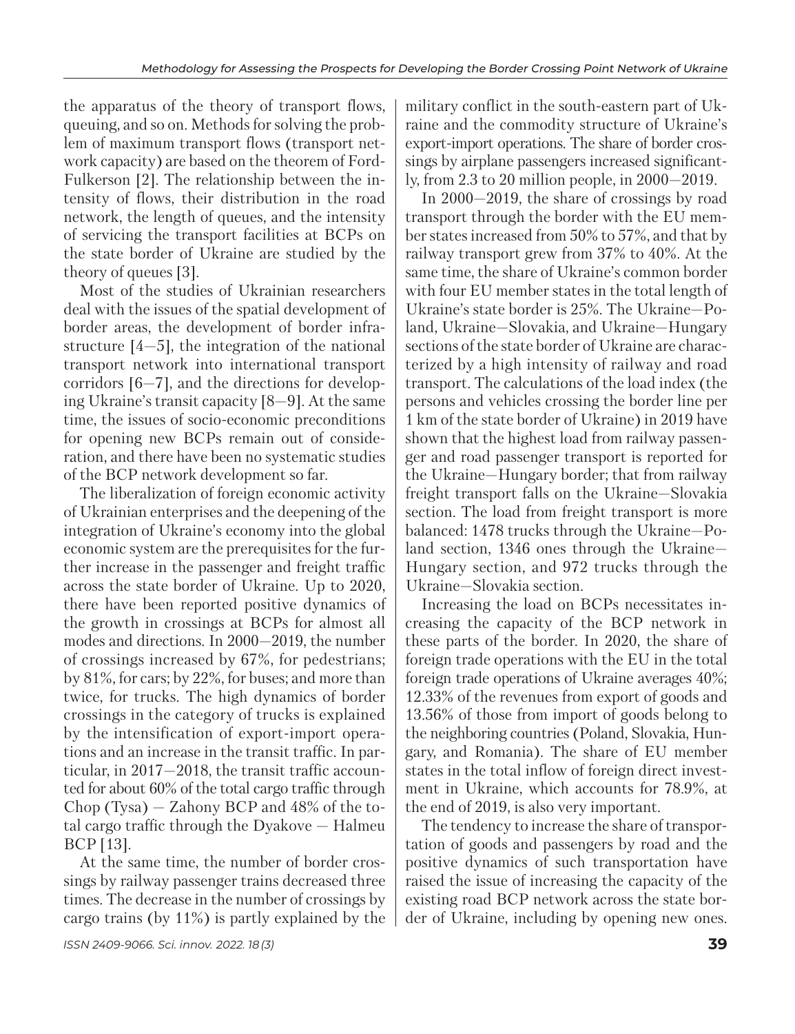the apparatus of the theory of transport flows, queuing, and so on. Methods for solving the problem of maximum transport flows (transport network capacity) are based on the theorem of Ford-Fulkerson [2]. The relationship between the intensity of flows, their distribution in the road network, the length of queues, and the intensity of servicing the transport facilities at BCPs on the state border of Ukraine are studied by the theory of queues [3].

Most of the studies of Ukrainian researchers deal with the issues of the spatial development of border areas, the development of border infrastructure [4—5], the integration of the national transport network into international transport corridors [6—7], and the directions for developing Ukraine's transit capacity [8—9]. At the same time, the issues of socio-economic preconditions for opening new BCPs remain out of consideration, and there have been no systematic studies of the BCP network development so far.

The liberalization of foreign economic activity of Ukrainian enterprises and the deepening of the integration of Ukraine's economy into the global economic system are the prerequisites for the further increase in the passenger and freight traffic across the state border of Ukraine. Up to 2020, there have been reported positive dynamics of the growth in crossings at BCPs for almost all modes and directions. In 2000—2019, the number of crossings increased by 67%, for pedestrians; by 81%, for cars; by 22%, for buses; and more than twice, for trucks. The high dynamics of border crossings in the category of trucks is explained by the intensification of export-import operations and an increase in the transit traffic. In particular, in 2017—2018, the transit traffic accounted for about 60% of the total cargo traffic through Chop (Tysa) — Zahony BCP and 48% of the total cargo traffic through the Dyakove — Halmeu BCP [13].

At the same time, the number of border crossings by railway passenger trains decreased three times. The decrease in the number of crossings by cargo trains (by 11%) is partly explained by the military conflict in the south-eastern part of Ukraine and the commodity structure of Ukraine's export-import operations. The share of border crossings by airplane passengers increased significantly, from 2.3 to 20 million people, in 2000—2019.

In 2000—2019, the share of crossings by road transport through the border with the EU member states increased from 50% to 57%, and that by railway transport grew from 37% to 40%. At the same time, the share of Ukraine's common border with four EU member states in the total length of Ukraine's state border is 25%. The Ukraine—Poland, Ukraine—Slovakia, and Ukraine—Hungary sections of the state border of Ukraine are characterized by a high intensity of railway and road transport. The calculations of the load index (the persons and vehicles crossing the border line per 1 km of the state border of Ukraine) in 2019 have shown that the highest load from railway passenger and road passenger transport is reported for the Ukraine—Hungary border; that from railway freight transport falls on the Ukraine—Slovakia section. The load from freight transport is more balanced: 1478 trucks through the Ukraine—Poland section, 1346 ones through the Ukraine—Hungary section, and 972 trucks through the Ukraine—Slovakia section.

Increasing the load on BCPs necessitates increasing the capacity of the BCP network in these parts of the border. In 2020, the share of foreign trade operations with the EU in the total foreign trade operations of Ukraine averages 40%; 12.33% of the revenues from export of goods and 13.56% of those from import of goods belong to the neighboring countries (Poland, Slovakia, Hungary, and Romania). The share of EU member states in the total inflow of foreign direct investment in Ukraine, which accounts for 78.9%, at the end of 2019, is also very important.

The tendency to increase the share of transportation of goods and passengers by road and the positive dynamics of such transportation have raised the issue of increasing the capacity of the existing road BCP network across the state border of Ukraine, including by opening new ones.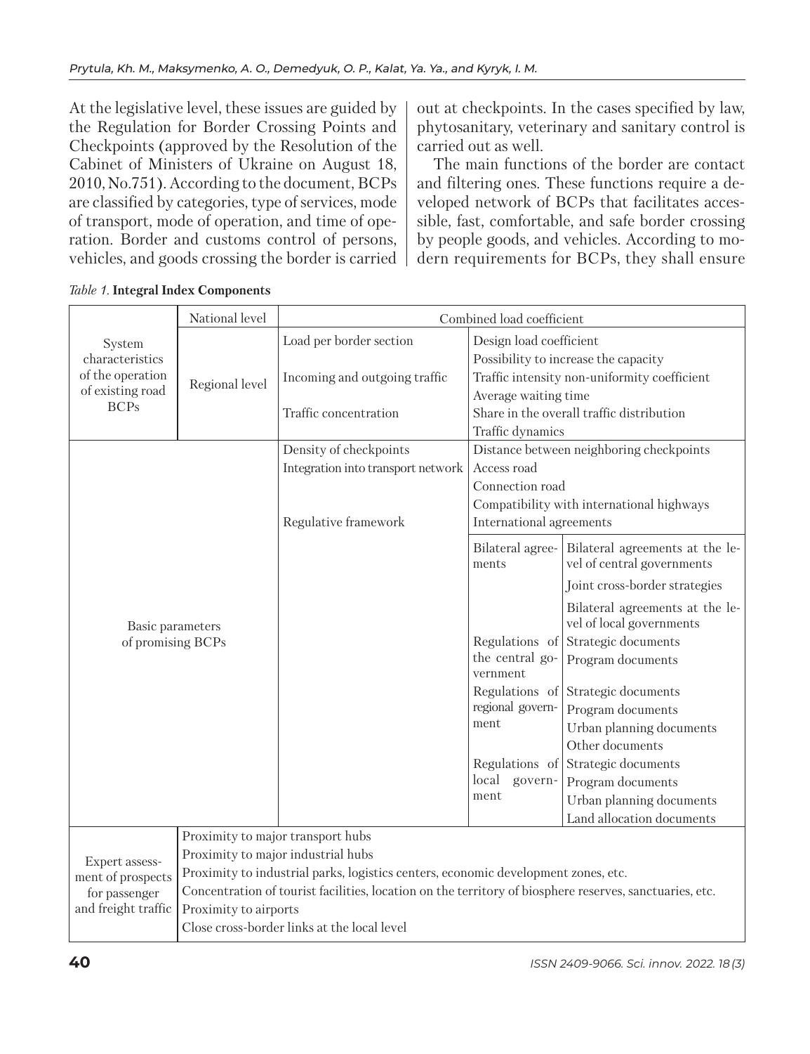At the legislative level, these issues are guided by the Regulation for Border Crossing Points and Checkpoints (approved by the Resolution of the Cabinet of Ministers of Ukraine on August 18, 2010, No.751). According to the document, BCPs are classified by categories, type of services, mode of transport, mode of operation, and time of operation. Border and customs control of persons, vehicles, and goods crossing the border is carried out at checkpoints. In the cases specified by law, phytosanitary, veterinary and sanitary control is carried out as well.

The main functions of the border are contact and filtering ones. These functions require a developed network of BCPs that facilitates accessible, fast, comfortable, and safe border crossing by people goods, and vehicles. According to modern requirements for BCPs, they shall ensure

*Table 1.* **Integral Index Components**

| | | | | |
|---|---|---|---|---|
| System characteristics of the operation of existing road BCPs | National level | Combined load coefficient | | |
| | Regional level | Load per border section | Design load coefficient | |
| | | | Possibility to increase the capacity | |
| | | Incoming and outgoing traffic | Traffic intensity non-uniformity coefficient | |
| | | | Average waiting time | |
| | | Traffic concentration | Share in the overall traffic distribution | |
| | | | Traffic dynamics | |
| Basic parameters of promising BCPs | | Density of checkpoints | Distance between neighboring checkpoints | |
| | | Integration into transport network | Access road | |
| | | | Connection road | |
| | | | Compatibility with international highways | |
| | | Regulative framework | International agreements | |
| | | | Bilateral agreements | Bilateral agreements at the level of central governments |
| | | | | Joint cross-border strategies |
| | | | | Bilateral agreements at the level of local governments |
| | | | Regulations of the central government | Strategic documents |
| | | | | Program documents |
| | | | Regulations of regional government | Strategic documents |
| | | | | Program documents |
| | | | | Urban planning documents |
| | | | | Other documents |
| | | | Regulations of local government | Strategic documents |
| | | | | Program documents |
| | | | | Urban planning documents |
| | | | | Land allocation documents |
| Expert assessment of prospects for passenger and freight traffic | Proximity to major transport hubs | | | |
| | Proximity to major industrial hubs | | | |
| | Proximity to industrial parks, logistics centers, economic development zones, etc. | | | |
| | Concentration of tourist facilities, location on the territory of biosphere reserves, sanctuaries, etc. | | | |
| | Proximity to airports | | | |
| | Close cross-border links at the local level | | | |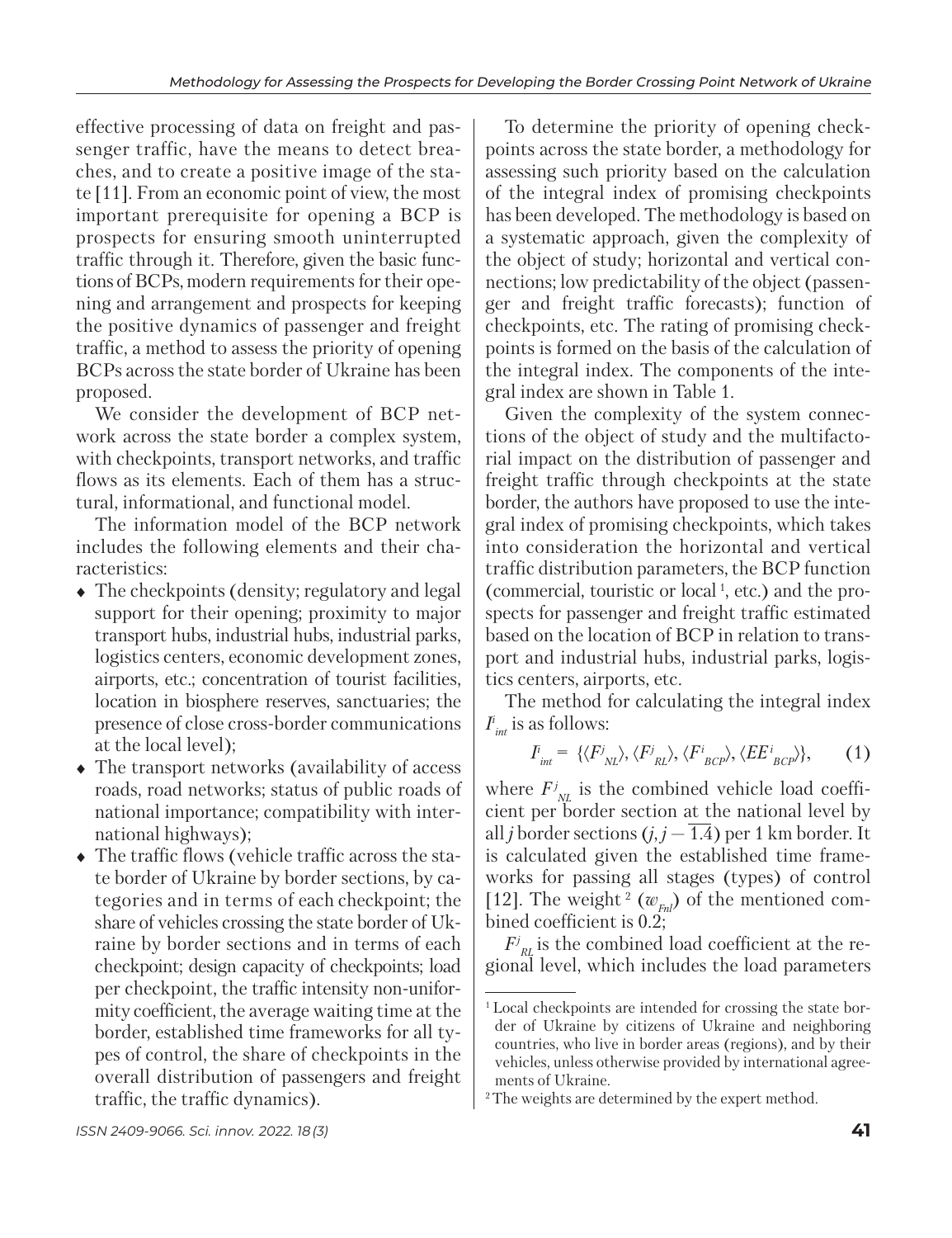effective processing of data on freight and passenger traffic, have the means to detect breaches, and to create a positive image of the state [11]. From an economic point of view, the most important prerequisite for opening a BCP is prospects for ensuring smooth uninterrupted traffic through it. Therefore, given the basic functions of BCPs, modern requirements for their opening and arrangement and prospects for keeping the positive dynamics of passenger and freight traffic, a method to assess the priority of opening BCPs across the state border of Ukraine has been proposed.

We consider the development of BCP network across the state border a complex system, with checkpoints, transport networks, and traffic flows as its elements. Each of them has a structural, informational, and functional model.

The information model of the BCP network includes the following elements and their characteristics:

- The checkpoints (density; regulatory and legal support for their opening; proximity to major transport hubs, industrial hubs, industrial parks, logistics centers, economic development zones, airports, etc.; concentration of tourist facilities, location in biosphere reserves, sanctuaries; the presence of close cross-border communications at the local level);
- The transport networks (availability of access roads, road networks; status of public roads of national importance; compatibility with international highways);
- The traffic flows (vehicle traffic across the state border of Ukraine by border sections, by categories and in terms of each checkpoint; the share of vehicles crossing the state border of Ukraine by border sections and in terms of each checkpoint; design capacity of checkpoints; load per checkpoint, the traffic intensity non-uniformity coefficient, the average waiting time at the border, established time frameworks for all types of control, the share of checkpoints in the overall distribution of passengers and freight traffic, the traffic dynamics).

To determine the priority of opening checkpoints across the state border, a methodology for assessing such priority based on the calculation of the integral index of promising checkpoints has been developed. The methodology is based on a systematic approach, given the complexity of the object of study; horizontal and vertical connections; low predictability of the object (passenger and freight traffic forecasts); function of checkpoints, etc. The rating of promising checkpoints is formed on the basis of the calculation of the integral index. The components of the integral index are shown in Table 1.

Given the complexity of the system connections of the object of study and the multifactorial impact on the distribution of passenger and freight traffic through checkpoints at the state border, the authors have proposed to use the integral index of promising checkpoints, which takes into consideration the horizontal and vertical traffic distribution parameters, the BCP function (commercial, touristic or local [1], etc.) and the prospects for passenger and freight traffic estimated based on the location of BCP in relation to transport and industrial hubs, industrial parks, logistics centers, airports, etc.

The method for calculating the integral index $I^i_{int}$ is as follows:

$$I^i_{int} = \{\langle F^j_{NL}\rangle, \langle F^j_{RL}\rangle, \langle F^i_{BCP}\rangle, \langle EE^i_{BCP}\rangle\}, \qquad (1)$$

where $F^j_{NL}$ is the combined vehicle load coefficient per border section at the national level by all $j$ border sections ($j, j - \overline{1.4}$) per 1 km border. It is calculated given the established time frameworks for passing all stages (types) of control [12]. The weight [2] ($w_{Fnl}$) of the mentioned combined coefficient is 0.2;

$F^j_{RL}$ is the combined load coefficient at the regional level, which includes the load parameters

---

[1] Local checkpoints are intended for crossing the state border of Ukraine by citizens of Ukraine and neighboring countries, who live in border areas (regions), and by their vehicles, unless otherwise provided by international agreements of Ukraine.

[2] The weights are determined by the expert method.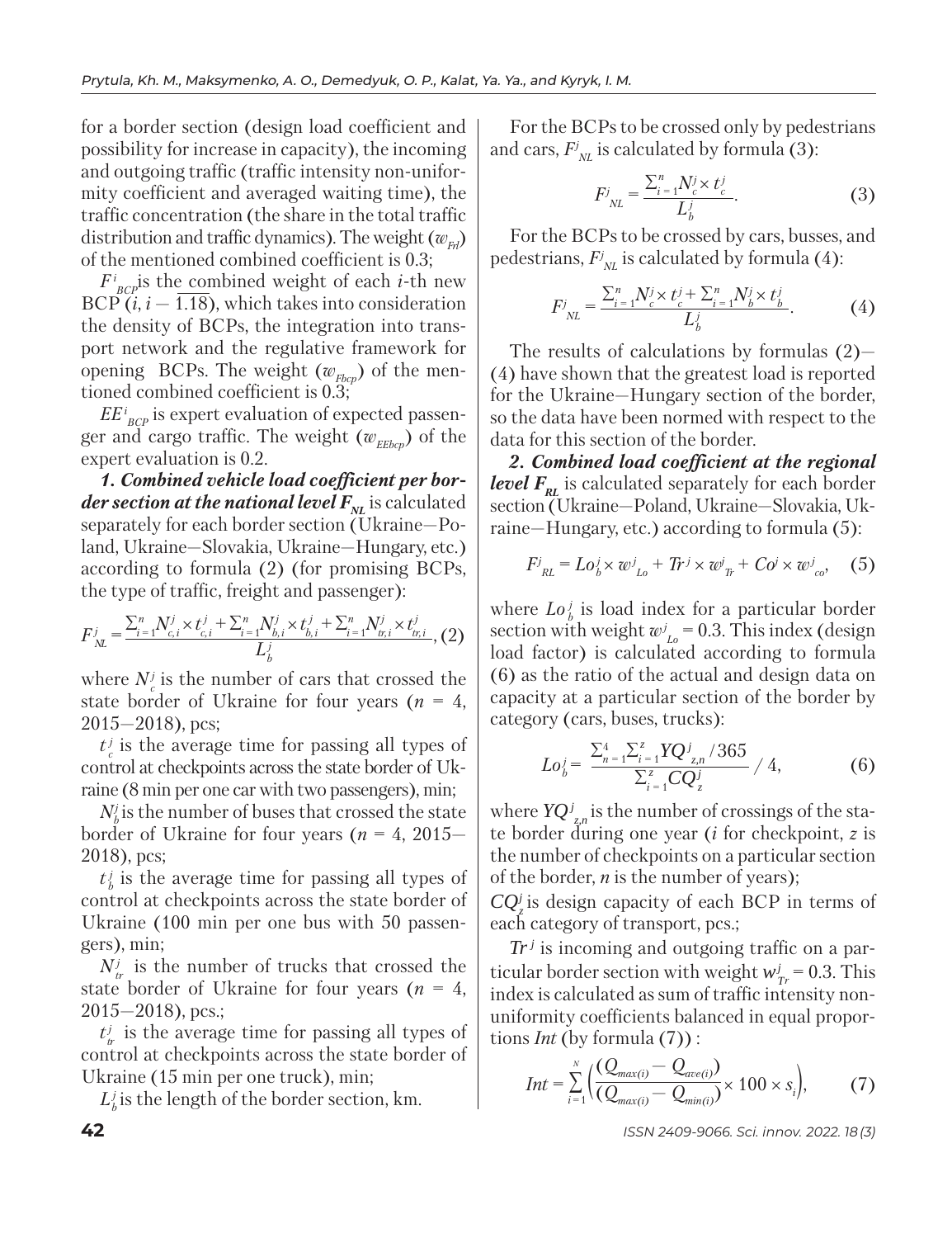for a border section (design load coefficient and possibility for increase in capacity), the incoming and outgoing traffic (traffic intensity non-uniformity coefficient and averaged waiting time), the traffic concentration (the share in the total traffic distribution and traffic dynamics). The weight ($w_{Frl}$) of the mentioned combined coefficient is 0.3;

$F^{i}_{BCP}$ is the combined weight of each *i*-th new BCP ($i, i - \overline{1.18}$), which takes into consideration the density of BCPs, the integration into transport network and the regulative framework for opening BCPs. The weight ($w_{Fbcp}$) of the mentioned combined coefficient is 0.3;

$EE^{i}_{BCP}$ is expert evaluation of expected passenger and cargo traffic. The weight ($w_{EEbcp}$) of the expert evaluation is 0.2.

***1. Combined vehicle load coefficient per border section at the national level $F_{NL}$*** is calculated separately for each border section (Ukraine—Poland, Ukraine—Slovakia, Ukraine—Hungary, etc.) according to formula (2) (for promising BCPs, the type of traffic, freight and passenger):

$$F^{j}_{NL} = \frac{\sum_{i=1}^{n} N^{j}_{c,i} \times t^{j}_{c,i} + \sum_{i=1}^{n} N^{j}_{b,i} \times t^{j}_{b,i} + \sum_{i=1}^{n} N^{j}_{tr,i} \times t^{j}_{tr,i}}{L^{j}_{b}}, \quad (2)$$

where $N^{j}_{c}$ is the number of cars that crossed the state border of Ukraine for four years ($n$ = 4, 2015—2018), pcs;

$t^{j}_{c}$ is the average time for passing all types of control at checkpoints across the state border of Ukraine (8 min per one car with two passengers), min;

$N^{j}_{b}$ is the number of buses that crossed the state border of Ukraine for four years ($n$ = 4, 2015—2018), pcs;

$t^{j}_{b}$ is the average time for passing all types of control at checkpoints across the state border of Ukraine (100 min per one bus with 50 passengers), min;

$N^{j}_{tr}$ is the number of trucks that crossed the state border of Ukraine for four years ($n$ = 4, 2015—2018), pcs.;

$t^{j}_{tr}$ is the average time for passing all types of control at checkpoints across the state border of Ukraine (15 min per one truck), min;

$L^{j}_{b}$ is the length of the border section, km.

For the BCPs to be crossed only by pedestrians and cars, $F^{j}_{NL}$ is calculated by formula (3):

$$F^{j}_{NL} = \frac{\sum_{i=1}^{n} N^{j}_{c} \times t^{j}_{c}}{L^{j}_{b}}. \quad (3)$$

For the BCPs to be crossed by cars, busses, and pedestrians, $F^{j}_{NL}$ is calculated by formula (4):

$$F^{j}_{NL} = \frac{\sum_{i=1}^{n} N^{j}_{c} \times t^{j}_{c} + \sum_{i=1}^{n} N^{j}_{b} \times t^{j}_{b}}{L^{j}_{b}}. \quad (4)$$

The results of calculations by formulas (2)—(4) have shown that the greatest load is reported for the Ukraine—Hungary section of the border, so the data have been normed with respect to the data for this section of the border.

***2. Combined load coefficient at the regional level $F_{RL}$*** is calculated separately for each border section (Ukraine—Poland, Ukraine—Slovakia, Ukraine—Hungary, etc.) according to formula (5):

$$F^{j}_{RL} = Lo^{j}_{b} \times w^{j}_{Lo} + Tr^{j} \times w^{j}_{Tr} + Co^{j} \times w^{j}_{co}, \quad (5)$$

where $Lo^{j}_{b}$ is load index for a particular border section with weight $w^{j}_{Lo}$ = 0.3. This index (design load factor) is calculated according to formula (6) as the ratio of the actual and design data on capacity at a particular section of the border by category (cars, buses, trucks):

$$Lo^{j}_{b} = \frac{\sum_{n=1}^{4} \sum_{i=1}^{z} YQ^{j}_{z,n} / 365}{\sum_{i=1}^{z} CQ^{j}_{z}} / 4, \quad (6)$$

where $YQ^{j}_{z,n}$ is the number of crossings of the state border during one year (*i* for checkpoint, *z* is the number of checkpoints on a particular section of the border, *n* is the number of years);

$CQ^{j}_{z}$ is design capacity of each BCP in terms of each category of transport, pcs.;

$Tr^{j}$ is incoming and outgoing traffic on a particular border section with weight $w^{j}_{Tr}$ = 0.3. This index is calculated as sum of traffic intensity non-uniformity coefficients balanced in equal proportions *Int* (by formula (7)) :

$$Int = \sum_{i=1}^{N} \left( \frac{(Q_{max(i)} - Q_{ave(i)})}{(Q_{max(i)} - Q_{min(i)})} \times 100 \times s_{i} \right), \quad (7)$$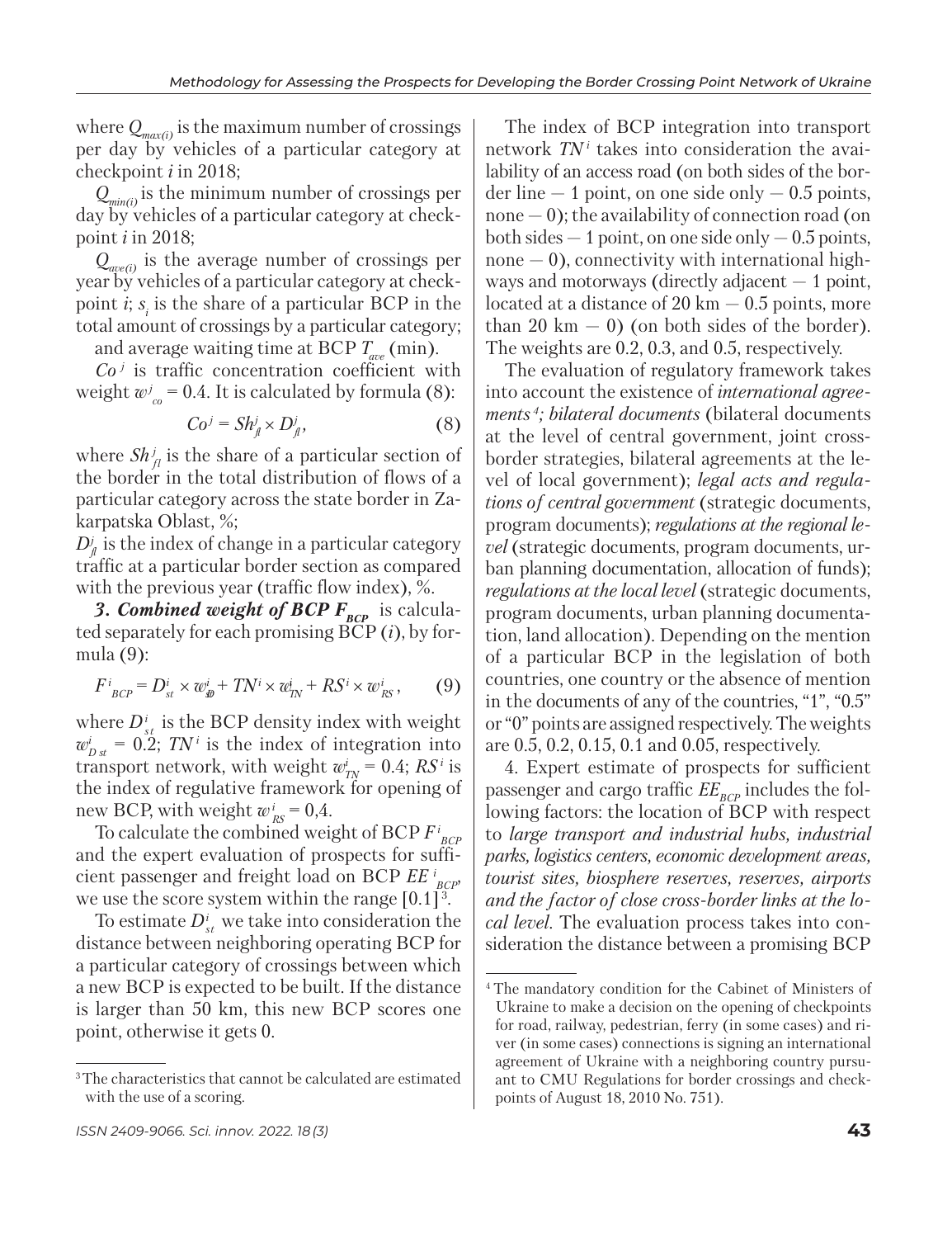where $Q_{max(i)}$ is the maximum number of crossings per day by vehicles of a particular category at checkpoint $i$ in 2018;

$Q_{min(i)}$ is the minimum number of crossings per day by vehicles of a particular category at checkpoint $i$ in 2018;

$Q_{ave(i)}$ is the average number of crossings per year by vehicles of a particular category at checkpoint $i$; $s_i$ is the share of a particular BCP in the total amount of crossings by a particular category;

and average waiting time at BCP $T_{ave}$ (min).

$Co^j$ is traffic concentration coefficient with weight $w^j_{co} = 0.4$. It is calculated by formula (8):

$$Co^j = Sh^j_{fl} \times D^j_{fl}, \tag{8}$$

where $Sh^j_{fl}$ is the share of a particular section of the border in the total distribution of flows of a particular category across the state border in Zakarpatska Oblast, %;

$D^j_{fl}$ is the index of change in a particular category traffic at a particular border section as compared with the previous year (traffic flow index), %.

***3. Combined weight of BCP $F_{BCP}$*** is calculated separately for each promising BCP ($i$), by formula (9):

$$F^i_{BCP} = D^i_{st} \times w^i_{D} + TN^i \times w^i_{TN} + RS^i \times w^i_{RS}, \tag{9}$$

where $D^i_{st}$ is the BCP density index with weight $w^i_{D\,st} = 0.2$; $TN^i$ is the index of integration into transport network, with weight $w^i_{TN} = 0.4$; $RS^i$ is the index of regulative framework for opening of new BCP, with weight $w^i_{RS} = 0,4$.

To calculate the combined weight of BCP $F^i_{BCP}$ and the expert evaluation of prospects for sufficient passenger and freight load on BCP $EE^i_{BCP}$, we use the score system within the range [0.1][3].

To estimate $D^i_{st}$ we take into consideration the distance between neighboring operating BCP for a particular category of crossings between which a new BCP is expected to be built. If the distance is larger than 50 km, this new BCP scores one point, otherwise it gets 0.

The index of BCP integration into transport network $TN^i$ takes into consideration the availability of an access road (on both sides of the border line — 1 point, on one side only — 0.5 points, none — 0); the availability of connection road (on both sides — 1 point, on one side only — 0.5 points, none — 0), connectivity with international highways and motorways (directly adjacent — 1 point, located at a distance of 20 km — 0.5 points, more than 20 km — 0) (on both sides of the border). The weights are 0.2, 0.3, and 0.5, respectively.

The evaluation of regulatory framework takes into account the existence of *international agreements*[4]*; bilateral documents* (bilateral documents at the level of central government, joint cross-border strategies, bilateral agreements at the level of local government); *legal acts and regulations of central government* (strategic documents, program documents); *regulations at the regional level* (strategic documents, program documents, urban planning documentation, allocation of funds); *regulations at the local level* (strategic documents, program documents, urban planning documentation, land allocation). Depending on the mention of a particular BCP in the legislation of both countries, one country or the absence of mention in the documents of any of the countries, "1", "0.5" or "0" points are assigned respectively. The weights are 0.5, 0.2, 0.15, 0.1 and 0.05, respectively.

4. Expert estimate of prospects for sufficient passenger and cargo traffic $EE_{BCP}$ includes the following factors: the location of BCP with respect to *large transport and industrial hubs, industrial parks, logistics centers, economic development areas, tourist sites, biosphere reserves, reserves, airports and the factor of close cross-border links at the local level*. The evaluation process takes into consideration the distance between a promising BCP

---

[3] The characteristics that cannot be calculated are estimated with the use of a scoring.

[4] The mandatory condition for the Cabinet of Ministers of Ukraine to make a decision on the opening of checkpoints for road, railway, pedestrian, ferry (in some cases) and river (in some cases) connections is signing an international agreement of Ukraine with a neighboring country pursuant to CMU Regulations for border crossings and checkpoints of August 18, 2010 No. 751).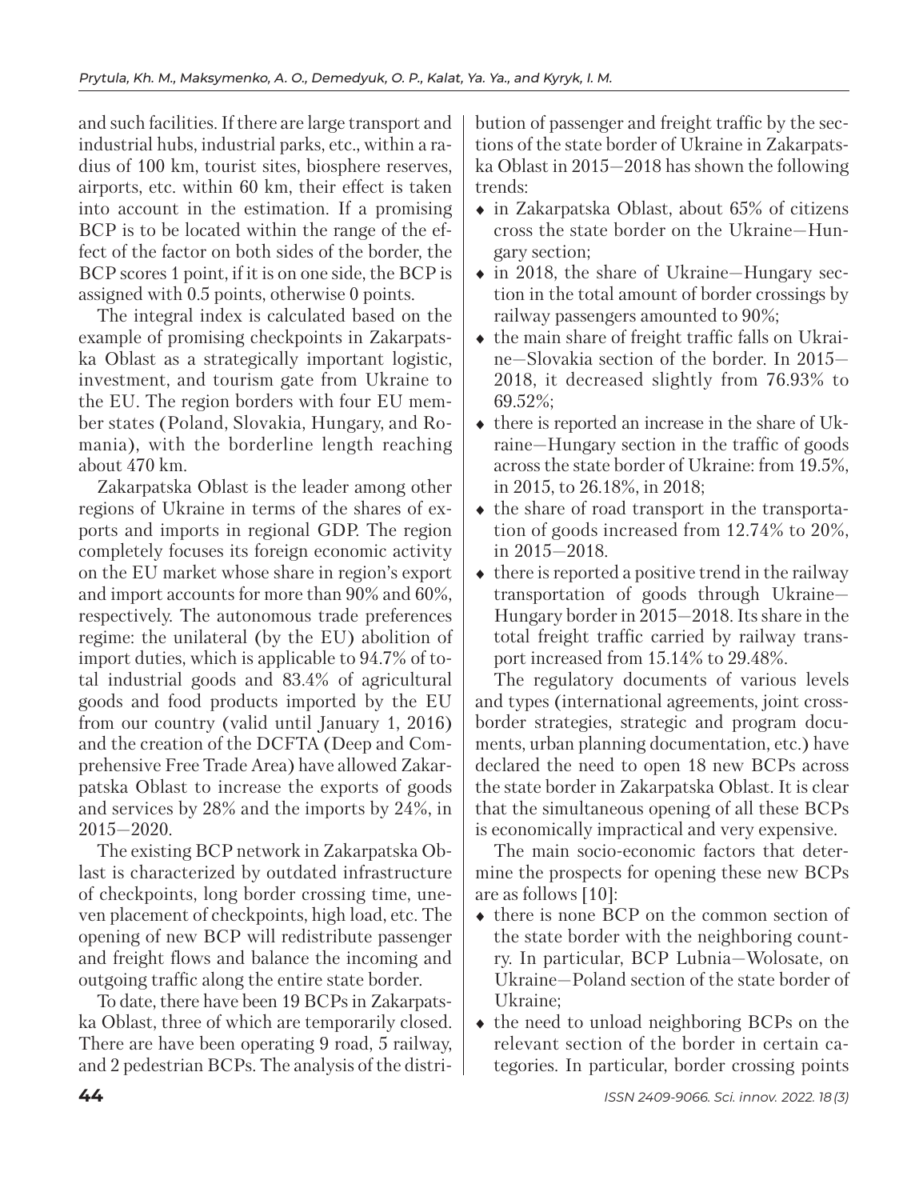and such facilities. If there are large transport and industrial hubs, industrial parks, etc., within a radius of 100 km, tourist sites, biosphere reserves, airports, etc. within 60 km, their effect is taken into account in the estimation. If a promising BCP is to be located within the range of the effect of the factor on both sides of the border, the BCP scores 1 point, if it is on one side, the BCP is assigned with 0.5 points, otherwise 0 points.

The integral index is calculated based on the example of promising checkpoints in Zakarpatska Oblast as a strategically important logistic, investment, and tourism gate from Ukraine to the EU. The region borders with four EU member states (Poland, Slovakia, Hungary, and Romania), with the borderline length reaching about 470 km.

Zakarpatska Oblast is the leader among other regions of Ukraine in terms of the shares of exports and imports in regional GDP. The region completely focuses its foreign economic activity on the EU market whose share in region's export and import accounts for more than 90% and 60%, respectively. The autonomous trade preferences regime: the unilateral (by the EU) abolition of import duties, which is applicable to 94.7% of total industrial goods and 83.4% of agricultural goods and food products imported by the EU from our country (valid until January 1, 2016) and the creation of the DCFTA (Deep and Comprehensive Free Trade Area) have allowed Zakarpatska Oblast to increase the exports of goods and services by 28% and the imports by 24%, in 2015—2020.

The existing BCP network in Zakarpatska Oblast is characterized by outdated infrastructure of checkpoints, long border crossing time, uneven placement of checkpoints, high load, etc. The opening of new BCP will redistribute passenger and freight flows and balance the incoming and outgoing traffic along the entire state border.

To date, there have been 19 BCPs in Zakarpatska Oblast, three of which are temporarily closed. There are have been operating 9 road, 5 railway, and 2 pedestrian BCPs. The analysis of the distribution of passenger and freight traffic by the sections of the state border of Ukraine in Zakarpatska Oblast in 2015—2018 has shown the following trends:

- in Zakarpatska Oblast, about 65% of citizens cross the state border on the Ukraine—Hungary section;
- in 2018, the share of Ukraine—Hungary section in the total amount of border crossings by railway passengers amounted to 90%;
- the main share of freight traffic falls on Ukraine—Slovakia section of the border. In 2015—2018, it decreased slightly from 76.93% to 69.52%;
- there is reported an increase in the share of Ukraine—Hungary section in the traffic of goods across the state border of Ukraine: from 19.5%, in 2015, to 26.18%, in 2018;
- the share of road transport in the transportation of goods increased from 12.74% to 20%, in 2015—2018.
- there is reported a positive trend in the railway transportation of goods through Ukraine—Hungary border in 2015—2018. Its share in the total freight traffic carried by railway transport increased from 15.14% to 29.48%.

The regulatory documents of various levels and types (international agreements, joint cross-border strategies, strategic and program documents, urban planning documentation, etc.) have declared the need to open 18 new BCPs across the state border in Zakarpatska Oblast. It is clear that the simultaneous opening of all these BCPs is economically impractical and very expensive.

The main socio-economic factors that determine the prospects for opening these new BCPs are as follows [10]:

- there is none BCP on the common section of the state border with the neighboring country. In particular, BCP Lubnia—Wolosate, on Ukraine—Poland section of the state border of Ukraine;
- the need to unload neighboring BCPs on the relevant section of the border in certain categories. In particular, border crossing points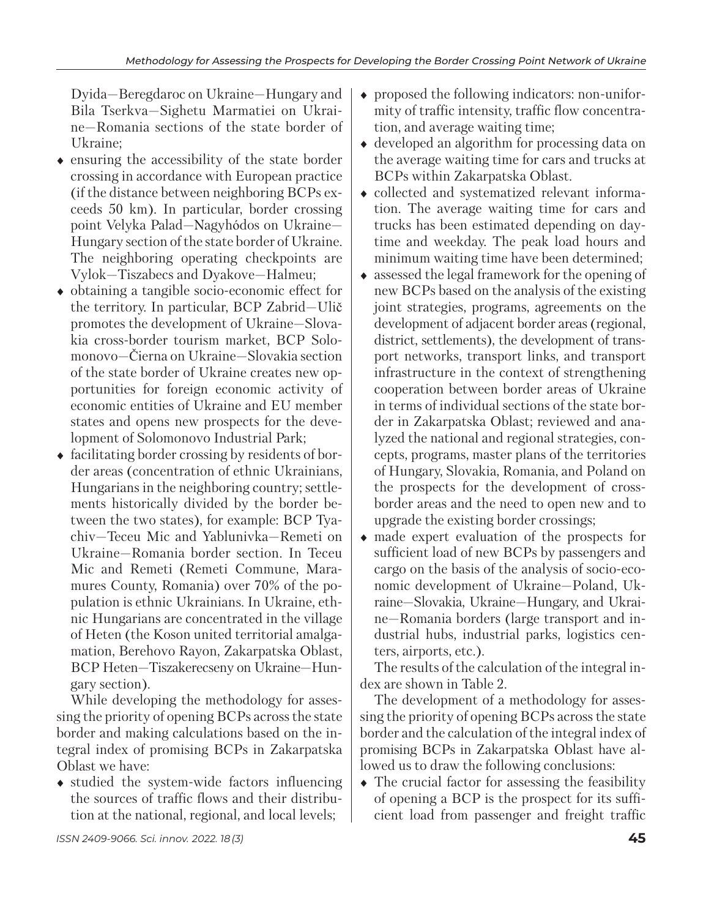Dyida—Beregdaroc on Ukraine—Hungary and Bila Tserkva—Sighetu Marmatiei on Ukraine—Romania sections of the state border of Ukraine;

- ensuring the accessibility of the state border crossing in accordance with European practice (if the distance between neighboring BCPs exceeds 50 km). In particular, border crossing point Velyka Palad—Nagyhódos on Ukraine—Hungary section of the state border of Ukraine. The neighboring operating checkpoints are Vylok—Tiszabecs and Dyakove—Halmeu;
- obtaining a tangible socio-economic effect for the territory. In particular, BCP Zabrid—Ulič promotes the development of Ukraine—Slovakia cross-border tourism market, BCP Solomonovo—Čierna on Ukraine—Slovakia section of the state border of Ukraine creates new opportunities for foreign economic activity of economic entities of Ukraine and EU member states and opens new prospects for the development of Solomonovo Industrial Park;
- facilitating border crossing by residents of border areas (concentration of ethnic Ukrainians, Hungarians in the neighboring country; settlements historically divided by the border between the two states), for example: BCP Tyachiv—Teceu Mic and Yablunivka—Remeti on Ukraine—Romania border section. In Teceu Mic and Remeti (Remeti Commune, Maramures County, Romania) over 70% of the population is ethnic Ukrainians. In Ukraine, ethnic Hungarians are concentrated in the village of Heten (the Koson united territorial amalgamation, Berehovo Rayon, Zakarpatska Oblast, BCP Heten—Tiszakerecseny on Ukraine—Hungary section).

While developing the methodology for assessing the priority of opening BCPs across the state border and making calculations based on the integral index of promising BCPs in Zakarpatska Oblast we have:

- studied the system-wide factors influencing the sources of traffic flows and their distribution at the national, regional, and local levels;
- proposed the following indicators: non-uniformity of traffic intensity, traffic flow concentration, and average waiting time;
- developed an algorithm for processing data on the average waiting time for cars and trucks at BCPs within Zakarpatska Oblast.
- collected and systematized relevant information. The average waiting time for cars and trucks has been estimated depending on daytime and weekday. The peak load hours and minimum waiting time have been determined;
- assessed the legal framework for the opening of new BCPs based on the analysis of the existing joint strategies, programs, agreements on the development of adjacent border areas (regional, district, settlements), the development of transport networks, transport links, and transport infrastructure in the context of strengthening cooperation between border areas of Ukraine in terms of individual sections of the state border in Zakarpatska Oblast; reviewed and analyzed the national and regional strategies, concepts, programs, master plans of the territories of Hungary, Slovakia, Romania, and Poland on the prospects for the development of cross-border areas and the need to open new and to upgrade the existing border crossings;
- made expert evaluation of the prospects for sufficient load of new BCPs by passengers and cargo on the basis of the analysis of socio-economic development of Ukraine—Poland, Ukraine—Slovakia, Ukraine—Hungary, and Ukraine—Romania borders (large transport and industrial hubs, industrial parks, logistics centers, airports, etc.).

The results of the calculation of the integral index are shown in Table 2.

The development of a methodology for assessing the priority of opening BCPs across the state border and the calculation of the integral index of promising BCPs in Zakarpatska Oblast have allowed us to draw the following conclusions:

- The crucial factor for assessing the feasibility of opening a BCP is the prospect for its sufficient load from passenger and freight traffic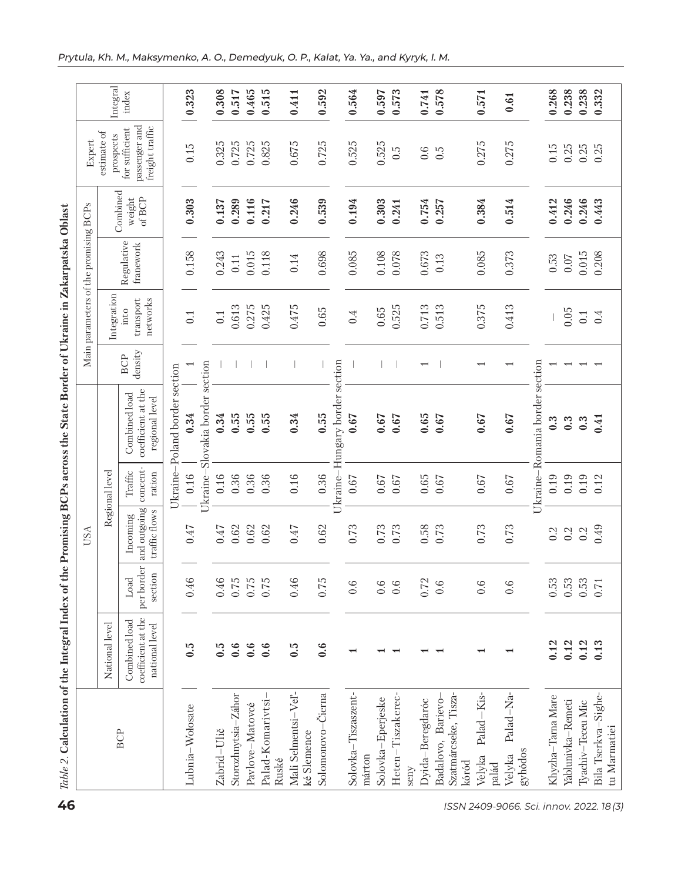*Table 2.* **Calculation of the Integral Index of the Promising BCPs across the State Border of Ukraine in Zakarpatska Oblast**

| BCP | USA | | | | | Main parameters of the promising BCPs | | | | Expert estimate of prospects for sufficient passenger and freight traffic | Integral index |
|---|---|---|---|---|---|---|---|---|---|---|---|
| | National level | Regional level | | | | | | | | | |
| | Combined load coefficient at the national level | Load per border section | Incoming and outgoing traffic flows | Traffic concentration | Combined load coefficient at the regional level | BCP density | Integration into transport networks | Regulative framework | Combined weight of BCP | | |
| **Ukraine–Poland border section** | | | | | | | | | | | |
| Lubnia–Wołosate | **0.5** | 0.46 | 0.47 | 0.16 | **0.34** | 1 | 0.1 | 0.158 | **0.303** | 0.15 | **0.323** |
| **Ukraine–Slovakia border section** | | | | | | | | | | | |
| Zabrid–Ulič | **0.5** | 0.46 | 0.47 | 0.16 | **0.34** | – | 0.1 | 0.243 | **0.137** | 0.325 | **0.308** |
| Storozhnytsia–Záhor | **0.6** | 0.75 | 0.62 | 0.36 | **0.55** | – | 0.613 | 0.11 | **0.289** | 0.725 | **0.517** |
| Pavlove–Matovcé | **0.6** | 0.75 | 0.62 | 0.36 | **0.55** | – | 0.275 | 0.015 | **0.116** | 0.725 | **0.465** |
| Palad-Komarivtsi–Ruské | **0.6** | 0.75 | 0.62 | 0.36 | **0.55** | – | 0.425 | 0.118 | **0.217** | 0.825 | **0.515** |
| Mali Selmentsi–Veľké Slemence | **0.5** | 0.46 | 0.47 | 0.16 | **0.34** | – | 0.475 | 0.14 | **0.246** | 0.675 | **0.411** |
| Solomonovo–Čierna | **0.6** | 0.75 | 0.62 | 0.36 | **0.55** | – | 0.65 | 0.698 | **0.539** | 0.725 | **0.592** |
| **Ukraine–Hungary border section** | | | | | | | | | | | |
| Solovka–Tiszaszentmárton | **1** | 0.6 | 0.73 | 0.67 | **0.67** | – | 0.4 | 0.085 | **0.194** | 0.525 | **0.564** |
| Solovka–Eperjeske | **1** | 0.6 | 0.73 | 0.67 | **0.67** | – | 0.65 | 0.108 | **0.303** | 0.525 | **0.597** |
| Heten–Tiszakerecseny | **1** | 0.6 | 0.73 | 0.67 | **0.67** | – | 0.525 | 0.078 | **0.241** | 0.5 | **0.573** |
| Dyida–Beregdaróc | **1** | 0.72 | 0.58 | 0.65 | **0.65** | 1 | 0.713 | 0.673 | **0.754** | 0.6 | **0.741** |
| Badalovo, Barievo–Szatmárcseke, Tiszakóród | **1** | 0.6 | 0.73 | 0.67 | **0.67** | – | 0.513 | 0.13 | **0.257** | 0.5 | **0.578** |
| Velyka Palad–Kispalád | **1** | 0.6 | 0.73 | 0.67 | **0.67** | 1 | 0.375 | 0.085 | **0.384** | 0.275 | **0.571** |
| Velyka Palad–Nagyhódos | **1** | 0.6 | 0.73 | 0.67 | **0.67** | 1 | 0.413 | 0.373 | **0.514** | 0.275 | **0.61** |
| **Ukraine–Romania border section** | | | | | | | | | | | |
| Khyzha–Tarna Mare | **0.12** | 0.53 | 0.2 | 0.19 | **0.3** | 1 | – | 0.53 | **0.412** | 0.15 | **0.268** |
| Yablunivka–Remeti | **0.12** | 0.53 | 0.2 | 0.19 | **0.3** | 1 | 0.05 | 0.07 | **0.246** | 0.25 | **0.238** |
| Tyachiv–Teceu Mic | **0.12** | 0.53 | 0.2 | 0.19 | **0.3** | 1 | 0.1 | 0.015 | **0.246** | 0.25 | **0.238** |
| Bila Tserkva–Sighetu Marmatiei | **0.13** | 0.71 | 0.49 | 0.12 | **0.41** | 1 | 0.4 | 0.208 | **0.443** | 0.25 | **0.332** |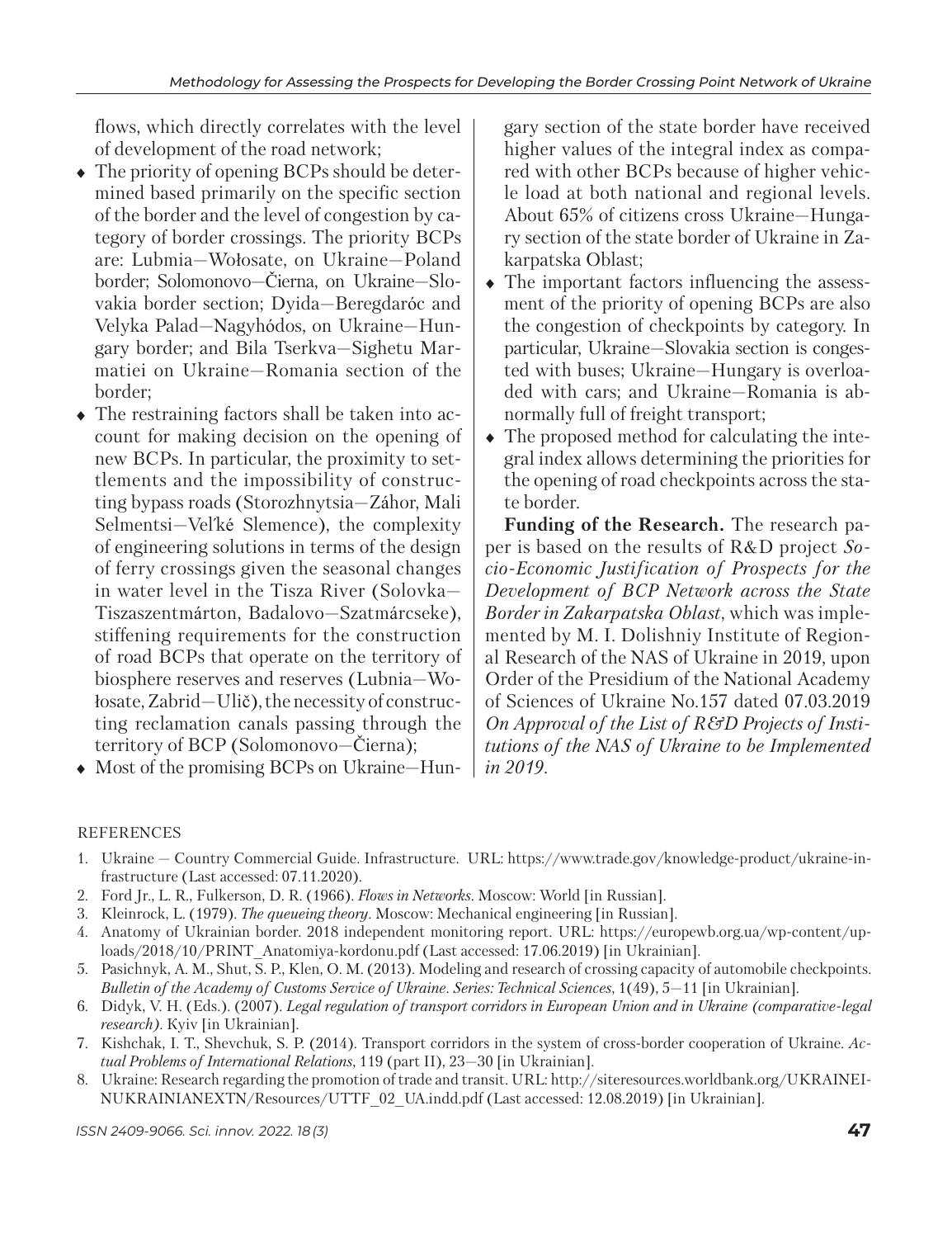flows, which directly correlates with the level of development of the road network;

- The priority of opening BCPs should be determined based primarily on the specific section of the border and the level of congestion by category of border crossings. The priority BCPs are: Lubmia—Wołosate, on Ukraine—Poland border; Solomonovo—Čierna, on Ukraine—Slovakia border section; Dyida—Beregdaróc and Velyka Palad—Nagyhódos, on Ukraine—Hungary border; and Bila Tserkva—Sighetu Marmatiei on Ukraine—Romania section of the border;
- The restraining factors shall be taken into account for making decision on the opening of new BCPs. In particular, the proximity to settlements and the impossibility of constructing bypass roads (Storozhnytsia—Záhor, Mali Selmentsi—Veľké Slemence), the complexity of engineering solutions in terms of the design of ferry crossings given the seasonal changes in water level in the Tisza River (Solovka—Tiszaszentmárton, Badalovo—Szatmárcseke), stiffening requirements for the construction of road BCPs that operate on the territory of biosphere reserves and reserves (Lubnia—Wołosate, Zabrid—Ulič), the necessity of constructing reclamation canals passing through the territory of BCP (Solomonovo—Čierna);
- Most of the promising BCPs on Ukraine—Hungary section of the state border have received higher values of the integral index as compared with other BCPs because of higher vehicle load at both national and regional levels. About 65% of citizens cross Ukraine—Hungary section of the state border of Ukraine in Zakarpatska Oblast;
- The important factors influencing the assessment of the priority of opening BCPs are also the congestion of checkpoints by category. In particular, Ukraine—Slovakia section is congested with buses; Ukraine—Hungary is overloaded with cars; and Ukraine—Romania is abnormally full of freight transport;
- The proposed method for calculating the integral index allows determining the priorities for the opening of road checkpoints across the state border.

**Funding of the Research.** The research paper is based on the results of R&D project *Socio-Economic Justification of Prospects for the Development of BCP Network across the State Border in Zakarpatska Oblast*, which was implemented by M. I. Dolishniy Institute of Regional Research of the NAS of Ukraine in 2019, upon Order of the Presidium of the National Academy of Sciences of Ukraine No.157 dated 07.03.2019 *On Approval of the List of R&D Projects of Institutions of the NAS of Ukraine to be Implemented in 2019*.

## REFERENCES

1. Ukraine — Country Commercial Guide. Infrastructure. URL: https://www.trade.gov/knowledge-product/ukraine-infrastructure (Last accessed: 07.11.2020).
2. Ford Jr., L. R., Fulkerson, D. R. (1966). *Flows in Networks*. Moscow: World [in Russian].
3. Kleinrock, L. (1979). *The queueing theory*. Moscow: Mechanical engineering [in Russian].
4. Anatomy of Ukrainian border. 2018 independent monitoring report. URL: https://europewb.org.ua/wp-content/uploads/2018/10/PRINT_Anatomiya-kordonu.pdf (Last accessed: 17.06.2019) [in Ukrainian].
5. Pasichnyk, A. M., Shut, S. P., Klen, O. M. (2013). Modeling and research of crossing capacity of automobile checkpoints. *Bulletin of the Academy of Customs Service of Ukraine. Series: Technical Sciences*, 1(49), 5—11 [in Ukrainian].
6. Didyk, V. H. (Eds.). (2007). *Legal regulation of transport corridors in European Union and in Ukraine (comparative-legal research)*. Kyiv [in Ukrainian].
7. Kishchak, I. T., Shevchuk, S. P. (2014). Transport corridors in the system of cross-border cooperation of Ukraine. *Actual Problems of International Relations*, 119 (part II), 23—30 [in Ukrainian].
8. Ukraine: Research regarding the promotion of trade and transit. URL: http://siteresources.worldbank.org/UKRAINEINUKRAINIANEXTN/Resources/UTTF_02_UA.indd.pdf (Last accessed: 12.08.2019) [in Ukrainian].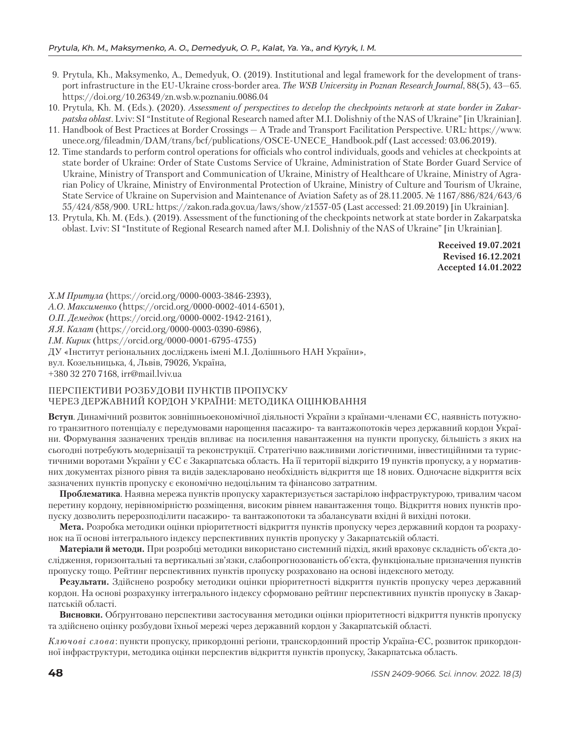9. Prytula, Kh., Maksymenko, A., Demedyuk, O. (2019). Institutional and legal framework for the development of transport infrastructure in the EU-Ukraine cross-border area. *The WSB University in Poznan Research Journal*, 88(5), 43—65. https://doi.org/10.26349/zn.wsb.w.poznaniu.0086.04
10. Prytula, Kh. M. (Eds.). (2020). *Assessment of perspectives to develop the checkpoints network at state border in Zakarpatska oblast*. Lviv: SI "Institute of Regional Research named after M.I. Dolishniy of the NAS of Ukraine" [in Ukrainian].
11. Handbook of Best Practices at Border Crossings — A Trade and Transport Facilitation Perspective. URL: https://www.unece.org/fileadmin/DAM/trans/bcf/publications/OSCE-UNECE_Handbook.pdf (Last accessed: 03.06.2019).
12. Time standards to perform control operations for officials who control individuals, goods and vehicles at checkpoints at state border of Ukraine: Order of State Customs Service of Ukraine, Administration of State Border Guard Service of Ukraine, Ministry of Transport and Communication of Ukraine, Ministry of Healthcare of Ukraine, Ministry of Agrarian Policy of Ukraine, Ministry of Environmental Protection of Ukraine, Ministry of Culture and Tourism of Ukraine, State Service of Ukraine on Supervision and Maintenance of Aviation Safety as of 28.11.2005. № 1167/886/824/643/655/424/858/900. URL: https://zakon.rada.gov.ua/laws/show/z1557-05 (Last accessed: 21.09.2019) [in Ukrainian].
13. Prytula, Kh. M. (Eds.). (2019). Assessment of the functioning of the checkpoints network at state border in Zakarpatska oblast. Lviv: SI "Institute of Regional Research named after M.I. Dolishniy of the NAS of Ukraine" [in Ukrainian].

**Received 19.07.2021**
**Revised 16.12.2021**
**Accepted 14.01.2022**

*Х.М Притула* (https://orcid.org/0000-0003-3846-2393),
*А.О. Максименко* (https://orcid.org/0000-0002-4014-6501),
*О.П. Демедюк* (https://orcid.org/0000-0002-1942-2161),
*Я.Я. Калат* (https://orcid.org/0000-0003-0390-6986),
*І.М. Кирик* (https://orcid.org/0000-0001-6795-4755)
ДУ «Інститут регіональних досліджень імені М.І. Долішнього НАН України»,
вул. Козельницька, 4, Львів, 79026, Україна,
+380 32 270 7168, irr@mail.lviv.ua

## ПЕРСПЕКТИВИ РОЗБУДОВИ ПУНКТІВ ПРОПУСКУ ЧЕРЕЗ ДЕРЖАВНИЙ КОРДОН УКРАЇНИ: МЕТОДИКА ОЦІНЮВАННЯ

**Вступ**. Динамічний розвиток зовнішньоекономічної діяльності України з країнами-членами ЄС, наявність потужного транзитного потенціалу є передумовами нарощення пасажиро- та вантажопотоків через державний кордон України. Формування зазначених трендів впливає на посилення навантаження на пункти пропуску, більшість з яких на сьогодні потребують модернізації та реконструкції. Стратегічно важливими логістичними, інвестиційними та туристичними воротами України у ЄС є Закарпатська область. На її території відкрито 19 пунктів пропуску, а у нормативних документах різного рівня та видів задекларовано необхідність відкриття ще 18 нових. Одночасне відкриття всіх зазначених пунктів пропуску є економічно недоцільним та фінансово затратним.

**Проблематика**. Наявна мережа пунктів пропуску характеризується застарілою інфраструктурою, тривалим часом перетину кордону, нерівномірністю розміщення, високим рівнем навантаження тощо. Відкриття нових пунктів пропуску дозволить перерозподілити пасажиро- та вантажопотоки та збалансувати вхідні й вихідні потоки.

**Мета.** Розробка методики оцінки пріоритетності відкриття пунктів пропуску через державний кордон та розрахунок на її основі інтегрального індексу перспективних пунктів пропуску у Закарпатській області.

**Матеріали й методи.** При розробці методики використано системний підхід, який враховує складність об'єкта дослідження, горизонтальні та вертикальні зв'язки, слабопрогнозованість об'єкта, функціональне призначення пунктів пропуску тощо. Рейтинг перспективних пунктів пропуску розраховано на основі індексного методу.

**Результати.** Здійснено розробку методики оцінки пріоритетності відкриття пунктів пропуску через державний кордон. На основі розрахунку інтегрального індексу сформовано рейтинг перспективних пунктів пропуску в Закарпатській області.

**Висновки.** Обґрунтовано перспективи застосування методики оцінки пріоритетності відкриття пунктів пропуску та здійснено оцінку розбудови їхньої мережі через державний кордон у Закарпатській області.

*Ключові слова*: пункти пропуску, прикордонні регіони, транскордонний простір Україна-ЄС, розвиток прикордонної інфраструктури, методика оцінки перспектив відкриття пунктів пропуску, Закарпатська область.